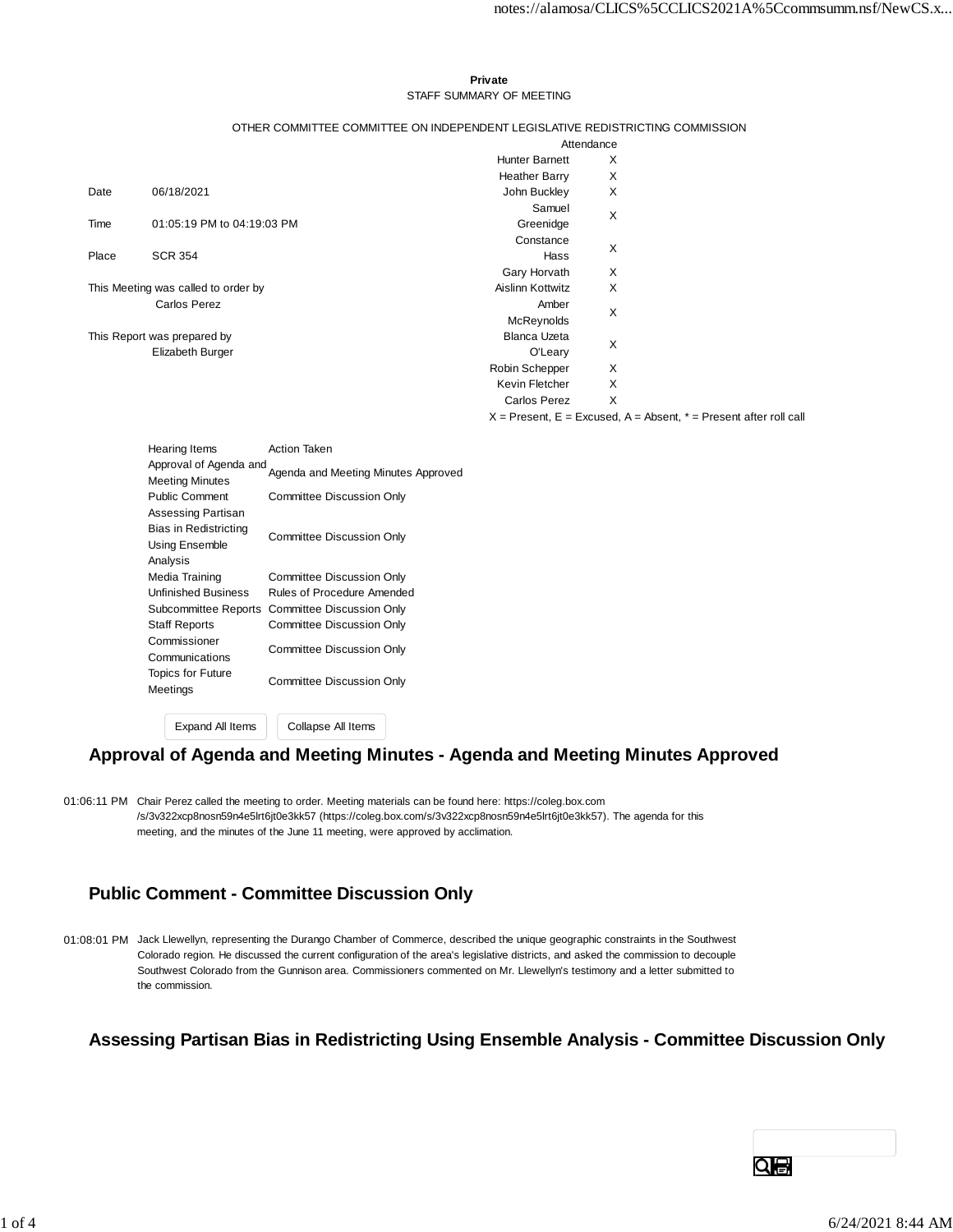**Private**

STAFF SUMMARY OF MEETING

OTHER COMMITTEE COMMITTEE ON INDEPENDENT LEGISLATIVE REDISTRICTING COMMISSION

| | |
|---|---|
| Date | 06/18/2021 |
| Time | 01:05:19 PM to 04:19:03 PM |
| Place | SCR 354 |

This Meeting was called to order by
Carlos Perez

This Report was prepared by
Elizabeth Burger

| Attendance | |
|---|---|
| Hunter Barnett | X |
| Heather Barry | X |
| John Buckley | X |
| Samuel Greenidge | X |
| Constance Hass | X |
| Gary Horvath | X |
| Aislinn Kottwitz | X |
| Amber McReynolds | X |
| Blanca Uzeta O'Leary | X |
| Robin Schepper | X |
| Kevin Fletcher | X |
| Carlos Perez | X |

X = Present, E = Excused, A = Absent, * = Present after roll call

| Hearing Items | Action Taken |
|---|---|
| Approval of Agenda and Meeting Minutes | Agenda and Meeting Minutes Approved |
| Public Comment | Committee Discussion Only |
| Assessing Partisan Bias in Redistricting Using Ensemble Analysis | Committee Discussion Only |
| Media Training | Committee Discussion Only |
| Unfinished Business | Rules of Procedure Amended |
| Subcommittee Reports | Committee Discussion Only |
| Staff Reports | Committee Discussion Only |
| Commissioner Communications | Committee Discussion Only |
| Topics for Future Meetings | Committee Discussion Only |

## Approval of Agenda and Meeting Minutes - Agenda and Meeting Minutes Approved

01:06:11 PM Chair Perez called the meeting to order. Meeting materials can be found here: https://coleg.box.com/s/3v322xcp8nosn59n4e5lrt6jt0e3kk57 (https://coleg.box.com/s/3v322xcp8nosn59n4e5lrt6jt0e3kk57). The agenda for this meeting, and the minutes of the June 11 meeting, were approved by acclimation.

## Public Comment - Committee Discussion Only

01:08:01 PM Jack Llewellyn, representing the Durango Chamber of Commerce, described the unique geographic constraints in the Southwest Colorado region. He discussed the current configuration of the area's legislative districts, and asked the commission to decouple Southwest Colorado from the Gunnison area. Commissioners commented on Mr. Llewellyn's testimony and a letter submitted to the commission.

## Assessing Partisan Bias in Redistricting Using Ensemble Analysis - Committee Discussion Only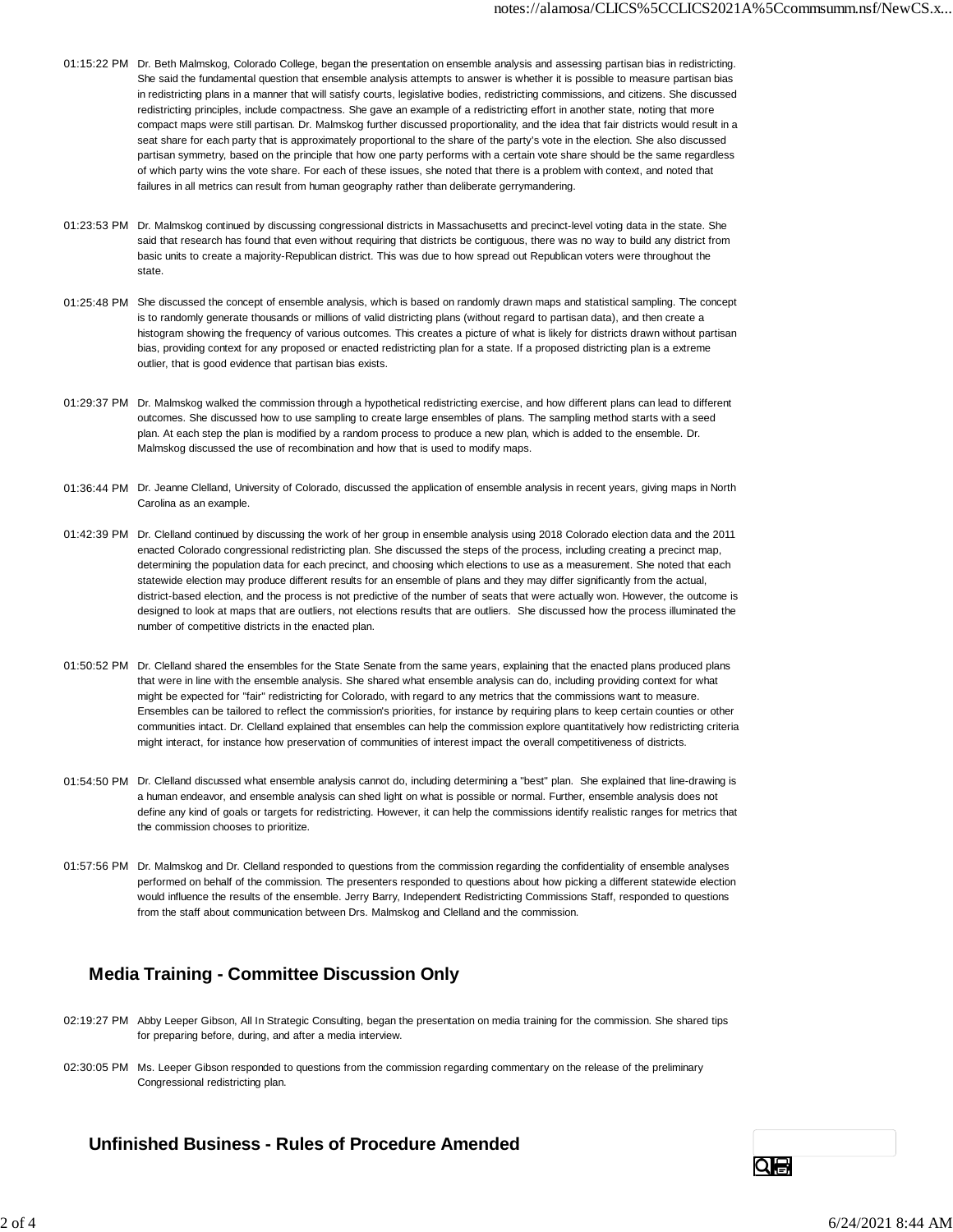01:15:22 PM Dr. Beth Malmskog, Colorado College, began the presentation on ensemble analysis and assessing partisan bias in redistricting. She said the fundamental question that ensemble analysis attempts to answer is whether it is possible to measure partisan bias in redistricting plans in a manner that will satisfy courts, legislative bodies, redistricting commissions, and citizens. She discussed redistricting principles, include compactness. She gave an example of a redistricting effort in another state, noting that more compact maps were still partisan. Dr. Malmskog further discussed proportionality, and the idea that fair districts would result in a seat share for each party that is approximately proportional to the share of the party's vote in the election. She also discussed partisan symmetry, based on the principle that how one party performs with a certain vote share should be the same regardless of which party wins the vote share. For each of these issues, she noted that there is a problem with context, and noted that failures in all metrics can result from human geography rather than deliberate gerrymandering.

01:23:53 PM Dr. Malmskog continued by discussing congressional districts in Massachusetts and precinct-level voting data in the state. She said that research has found that even without requiring that districts be contiguous, there was no way to build any district from basic units to create a majority-Republican district. This was due to how spread out Republican voters were throughout the state.

01:25:48 PM She discussed the concept of ensemble analysis, which is based on randomly drawn maps and statistical sampling. The concept is to randomly generate thousands or millions of valid districting plans (without regard to partisan data), and then create a histogram showing the frequency of various outcomes. This creates a picture of what is likely for districts drawn without partisan bias, providing context for any proposed or enacted redistricting plan for a state. If a proposed districting plan is a extreme outlier, that is good evidence that partisan bias exists.

01:29:37 PM Dr. Malmskog walked the commission through a hypothetical redistricting exercise, and how different plans can lead to different outcomes. She discussed how to use sampling to create large ensembles of plans. The sampling method starts with a seed plan. At each step the plan is modified by a random process to produce a new plan, which is added to the ensemble. Dr. Malmskog discussed the use of recombination and how that is used to modify maps.

01:36:44 PM Dr. Jeanne Clelland, University of Colorado, discussed the application of ensemble analysis in recent years, giving maps in North Carolina as an example.

01:42:39 PM Dr. Clelland continued by discussing the work of her group in ensemble analysis using 2018 Colorado election data and the 2011 enacted Colorado congressional redistricting plan. She discussed the steps of the process, including creating a precinct map, determining the population data for each precinct, and choosing which elections to use as a measurement. She noted that each statewide election may produce different results for an ensemble of plans and they may differ significantly from the actual, district-based election, and the process is not predictive of the number of seats that were actually won. However, the outcome is designed to look at maps that are outliers, not elections results that are outliers. She discussed how the process illuminated the number of competitive districts in the enacted plan.

01:50:52 PM Dr. Clelland shared the ensembles for the State Senate from the same years, explaining that the enacted plans produced plans that were in line with the ensemble analysis. She shared what ensemble analysis can do, including providing context for what might be expected for "fair" redistricting for Colorado, with regard to any metrics that the commissions want to measure. Ensembles can be tailored to reflect the commission's priorities, for instance by requiring plans to keep certain counties or other communities intact. Dr. Clelland explained that ensembles can help the commission explore quantitatively how redistricting criteria might interact, for instance how preservation of communities of interest impact the overall competitiveness of districts.

01:54:50 PM Dr. Clelland discussed what ensemble analysis cannot do, including determining a "best" plan. She explained that line-drawing is a human endeavor, and ensemble analysis can shed light on what is possible or normal. Further, ensemble analysis does not define any kind of goals or targets for redistricting. However, it can help the commissions identify realistic ranges for metrics that the commission chooses to prioritize.

01:57:56 PM Dr. Malmskog and Dr. Clelland responded to questions from the commission regarding the confidentiality of ensemble analyses performed on behalf of the commission. The presenters responded to questions about how picking a different statewide election would influence the results of the ensemble. Jerry Barry, Independent Redistricting Commissions Staff, responded to questions from the staff about communication between Drs. Malmskog and Clelland and the commission.

## Media Training - Committee Discussion Only

02:19:27 PM Abby Leeper Gibson, All In Strategic Consulting, began the presentation on media training for the commission. She shared tips for preparing before, during, and after a media interview.

02:30:05 PM Ms. Leeper Gibson responded to questions from the commission regarding commentary on the release of the preliminary Congressional redistricting plan.

## Unfinished Business - Rules of Procedure Amended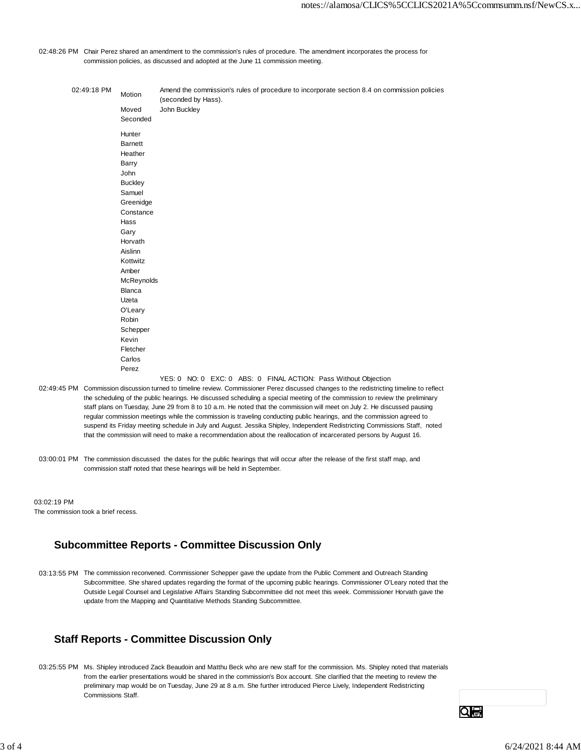02:48:26 PM Chair Perez shared an amendment to the commission's rules of procedure. The amendment incorporates the process for commission policies, as discussed and adopted at the June 11 commission meeting.

| 02:49:18 PM | Motion | Amend the commission's rules of procedure to incorporate section 8.4 on commission policies (seconded by Hass). |
|---|---|---|
| | Moved | John Buckley |
| | Seconded | |
| | Hunter Barnett | |
| | Heather Barry | |
| | John Buckley | |
| | Samuel Greenidge | |
| | Constance Hass | |
| | Gary Horvath | |
| | Aislinn Kottwitz | |
| | Amber McReynolds | |
| | Blanca Uzeta O'Leary | |
| | Robin Schepper | |
| | Kevin Fletcher | |
| | Carlos Perez | |
| | | YES: 0 NO: 0 EXC: 0 ABS: 0 FINAL ACTION: Pass Without Objection |

02:49:45 PM Commission discussion turned to timeline review. Commissioner Perez discussed changes to the redistricting timeline to reflect the scheduling of the public hearings. He discussed scheduling a special meeting of the commission to review the preliminary staff plans on Tuesday, June 29 from 8 to 10 a.m. He noted that the commission will meet on July 2. He discussed pausing regular commission meetings while the commission is traveling conducting public hearings, and the commission agreed to suspend its Friday meeting schedule in July and August. Jessika Shipley, Independent Redistricting Commissions Staff, noted that the commission will need to make a recommendation about the reallocation of incarcerated persons by August 16.

03:00:01 PM The commission discussed the dates for the public hearings that will occur after the release of the first staff map, and commission staff noted that these hearings will be held in September.

03:02:19 PM
The commission took a brief recess.

## Subcommittee Reports - Committee Discussion Only

03:13:55 PM The commission reconvened. Commissioner Schepper gave the update from the Public Comment and Outreach Standing Subcommittee. She shared updates regarding the format of the upcoming public hearings. Commissioner O'Leary noted that the Outside Legal Counsel and Legislative Affairs Standing Subcommittee did not meet this week. Commissioner Horvath gave the update from the Mapping and Quantitative Methods Standing Subcommittee.

## Staff Reports - Committee Discussion Only

03:25:55 PM Ms. Shipley introduced Zack Beaudoin and Matthu Beck who are new staff for the commission. Ms. Shipley noted that materials from the earlier presentations would be shared in the commission's Box account. She clarified that the meeting to review the preliminary map would be on Tuesday, June 29 at 8 a.m. She further introduced Pierce Lively, Independent Redistricting Commissions Staff.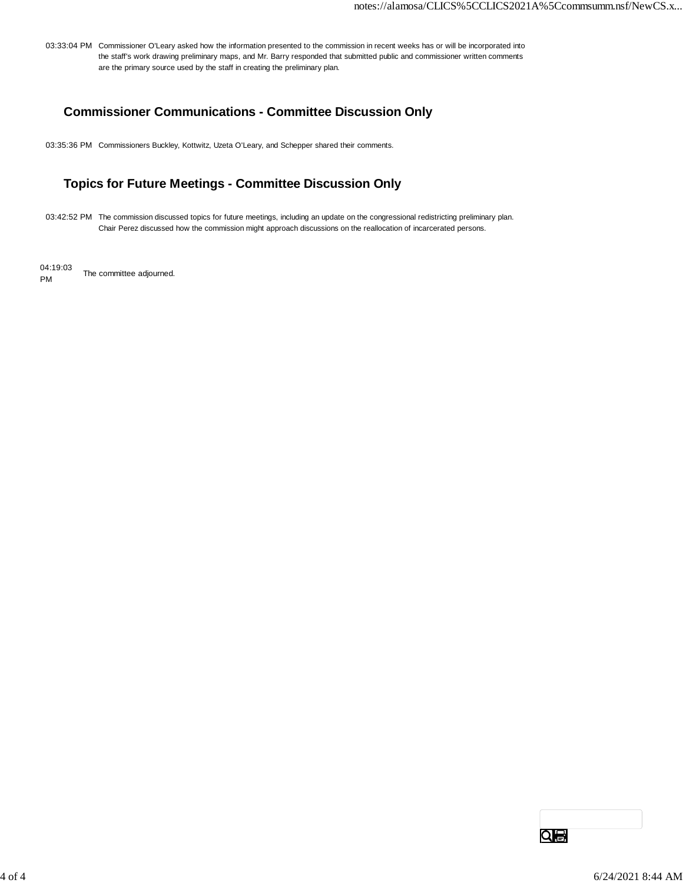03:33:04 PM Commissioner O'Leary asked how the information presented to the commission in recent weeks has or will be incorporated into the staff's work drawing preliminary maps, and Mr. Barry responded that submitted public and commissioner written comments are the primary source used by the staff in creating the preliminary plan.

## Commissioner Communications - Committee Discussion Only

03:35:36 PM Commissioners Buckley, Kottwitz, Uzeta O'Leary, and Schepper shared their comments.

## Topics for Future Meetings - Committee Discussion Only

03:42:52 PM The commission discussed topics for future meetings, including an update on the congressional redistricting preliminary plan. Chair Perez discussed how the commission might approach discussions on the reallocation of incarcerated persons.

04:19:03 PM The committee adjourned.